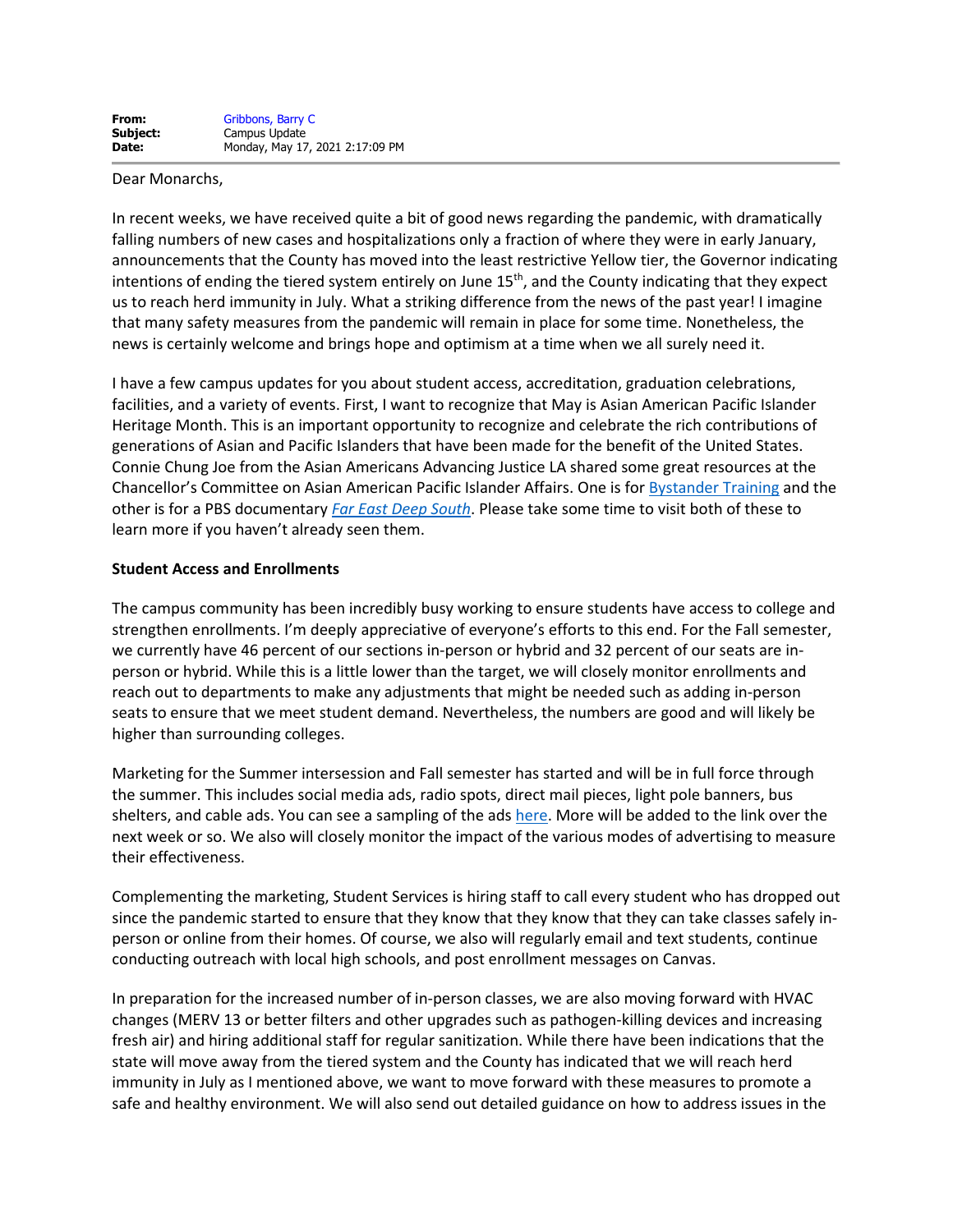**From:** Gribbons, Barry C
**Subject:** Campus Update
**Date:** Monday, May 17, 2021 2:17:09 PM

Dear Monarchs,

In recent weeks, we have received quite a bit of good news regarding the pandemic, with dramatically falling numbers of new cases and hospitalizations only a fraction of where they were in early January, announcements that the County has moved into the least restrictive Yellow tier, the Governor indicating intentions of ending the tiered system entirely on June 15th, and the County indicating that they expect us to reach herd immunity in July. What a striking difference from the news of the past year! I imagine that many safety measures from the pandemic will remain in place for some time. Nonetheless, the news is certainly welcome and brings hope and optimism at a time when we all surely need it.

I have a few campus updates for you about student access, accreditation, graduation celebrations, facilities, and a variety of events. First, I want to recognize that May is Asian American Pacific Islander Heritage Month. This is an important opportunity to recognize and celebrate the rich contributions of generations of Asian and Pacific Islanders that have been made for the benefit of the United States. Connie Chung Joe from the Asian Americans Advancing Justice LA shared some great resources at the Chancellor's Committee on Asian American Pacific Islander Affairs. One is for Bystander Training and the other is for a PBS documentary *Far East Deep South*. Please take some time to visit both of these to learn more if you haven't already seen them.

**Student Access and Enrollments**

The campus community has been incredibly busy working to ensure students have access to college and strengthen enrollments. I'm deeply appreciative of everyone's efforts to this end. For the Fall semester, we currently have 46 percent of our sections in-person or hybrid and 32 percent of our seats are in-person or hybrid. While this is a little lower than the target, we will closely monitor enrollments and reach out to departments to make any adjustments that might be needed such as adding in-person seats to ensure that we meet student demand. Nevertheless, the numbers are good and will likely be higher than surrounding colleges.

Marketing for the Summer intersession and Fall semester has started and will be in full force through the summer. This includes social media ads, radio spots, direct mail pieces, light pole banners, bus shelters, and cable ads. You can see a sampling of the ads here. More will be added to the link over the next week or so. We also will closely monitor the impact of the various modes of advertising to measure their effectiveness.

Complementing the marketing, Student Services is hiring staff to call every student who has dropped out since the pandemic started to ensure that they know that they know that they can take classes safely in-person or online from their homes. Of course, we also will regularly email and text students, continue conducting outreach with local high schools, and post enrollment messages on Canvas.

In preparation for the increased number of in-person classes, we are also moving forward with HVAC changes (MERV 13 or better filters and other upgrades such as pathogen-killing devices and increasing fresh air) and hiring additional staff for regular sanitization. While there have been indications that the state will move away from the tiered system and the County has indicated that we will reach herd immunity in July as I mentioned above, we want to move forward with these measures to promote a safe and healthy environment. We will also send out detailed guidance on how to address issues in the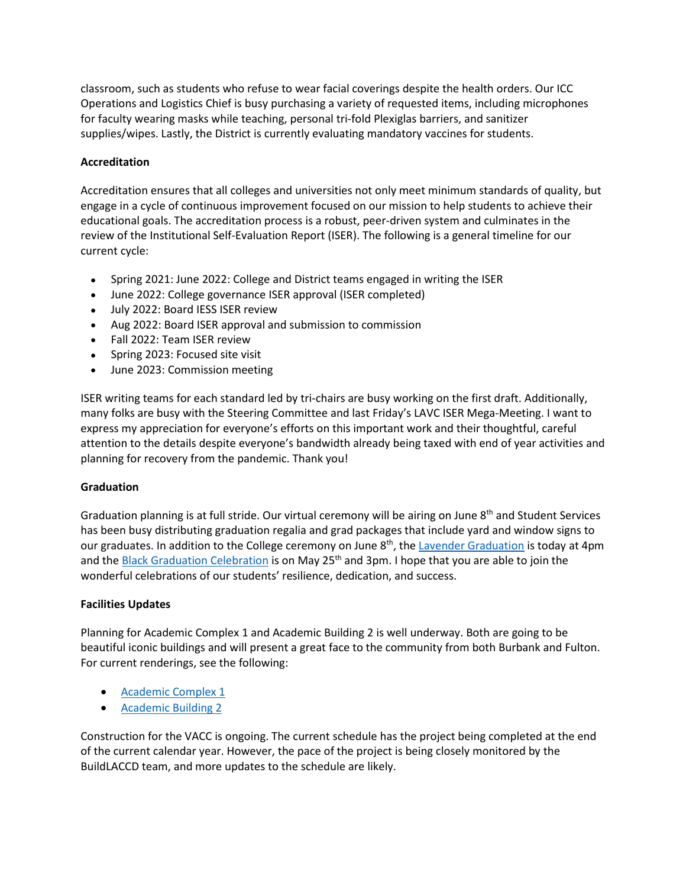classroom, such as students who refuse to wear facial coverings despite the health orders. Our ICC Operations and Logistics Chief is busy purchasing a variety of requested items, including microphones for faculty wearing masks while teaching, personal tri-fold Plexiglas barriers, and sanitizer supplies/wipes. Lastly, the District is currently evaluating mandatory vaccines for students.

**Accreditation**

Accreditation ensures that all colleges and universities not only meet minimum standards of quality, but engage in a cycle of continuous improvement focused on our mission to help students to achieve their educational goals. The accreditation process is a robust, peer-driven system and culminates in the review of the Institutional Self-Evaluation Report (ISER). The following is a general timeline for our current cycle:

- Spring 2021: June 2022: College and District teams engaged in writing the ISER
- June 2022: College governance ISER approval (ISER completed)
- July 2022: Board IESS ISER review
- Aug 2022: Board ISER approval and submission to commission
- Fall 2022: Team ISER review
- Spring 2023: Focused site visit
- June 2023: Commission meeting

ISER writing teams for each standard led by tri-chairs are busy working on the first draft. Additionally, many folks are busy with the Steering Committee and last Friday's LAVC ISER Mega-Meeting. I want to express my appreciation for everyone's efforts on this important work and their thoughtful, careful attention to the details despite everyone's bandwidth already being taxed with end of year activities and planning for recovery from the pandemic. Thank you!

**Graduation**

Graduation planning is at full stride. Our virtual ceremony will be airing on June 8th and Student Services has been busy distributing graduation regalia and grad packages that include yard and window signs to our graduates. In addition to the College ceremony on June 8th, the [Lavender Graduation] is today at 4pm and the [Black Graduation Celebration] is on May 25th and 3pm. I hope that you are able to join the wonderful celebrations of our students' resilience, dedication, and success.

**Facilities Updates**

Planning for Academic Complex 1 and Academic Building 2 is well underway. Both are going to be beautiful iconic buildings and will present a great face to the community from both Burbank and Fulton. For current renderings, see the following:

- [Academic Complex 1]
- [Academic Building 2]

Construction for the VACC is ongoing. The current schedule has the project being completed at the end of the current calendar year. However, the pace of the project is being closely monitored by the BuildLACCD team, and more updates to the schedule are likely.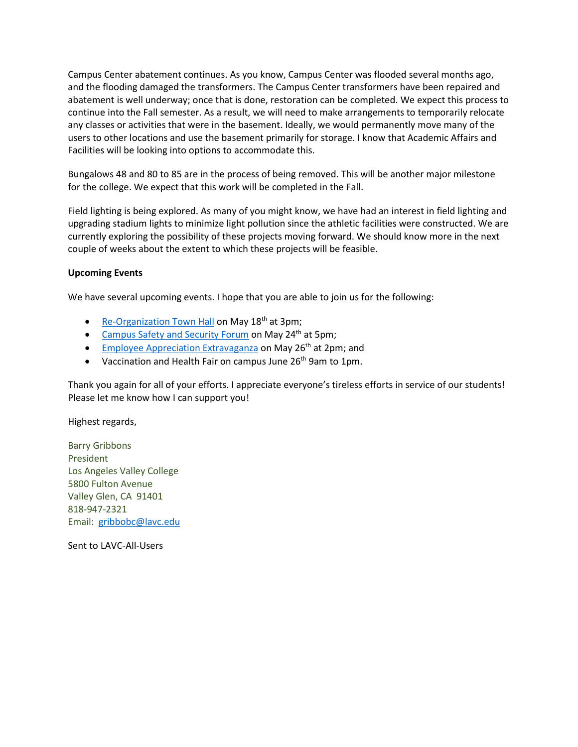Campus Center abatement continues. As you know, Campus Center was flooded several months ago, and the flooding damaged the transformers. The Campus Center transformers have been repaired and abatement is well underway; once that is done, restoration can be completed. We expect this process to continue into the Fall semester. As a result, we will need to make arrangements to temporarily relocate any classes or activities that were in the basement. Ideally, we would permanently move many of the users to other locations and use the basement primarily for storage. I know that Academic Affairs and Facilities will be looking into options to accommodate this.

Bungalows 48 and 80 to 85 are in the process of being removed. This will be another major milestone for the college. We expect that this work will be completed in the Fall.

Field lighting is being explored. As many of you might know, we have had an interest in field lighting and upgrading stadium lights to minimize light pollution since the athletic facilities were constructed. We are currently exploring the possibility of these projects moving forward. We should know more in the next couple of weeks about the extent to which these projects will be feasible.

**Upcoming Events**

We have several upcoming events. I hope that you are able to join us for the following:

- Re-Organization Town Hall on May 18th at 3pm;
- Campus Safety and Security Forum on May 24th at 5pm;
- Employee Appreciation Extravaganza on May 26th at 2pm; and
- Vaccination and Health Fair on campus June 26th 9am to 1pm.

Thank you again for all of your efforts. I appreciate everyone's tireless efforts in service of our students! Please let me know how I can support you!

Highest regards,

Barry Gribbons
President
Los Angeles Valley College
5800 Fulton Avenue
Valley Glen, CA 91401
818-947-2321
Email: gribbobc@lavc.edu

Sent to LAVC-All-Users